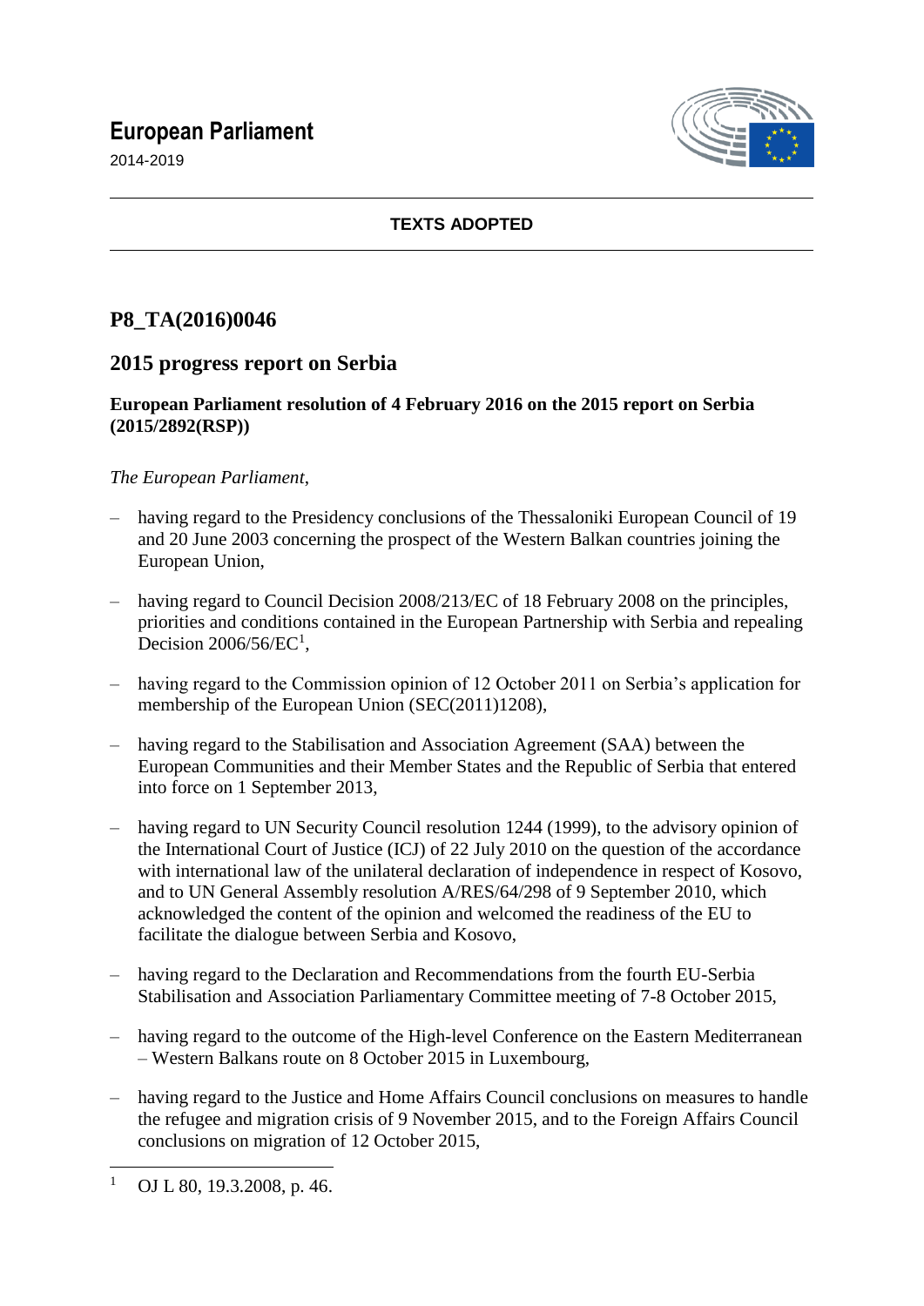# European Parliament

2014-2019

**TEXTS ADOPTED**

## P8_TA(2016)0046

## 2015 progress report on Serbia

**European Parliament resolution of 4 February 2016 on the 2015 report on Serbia (2015/2892(RSP))**

*The European Parliament*,

- having regard to the Presidency conclusions of the Thessaloniki European Council of 19 and 20 June 2003 concerning the prospect of the Western Balkan countries joining the European Union,
- having regard to Council Decision 2008/213/EC of 18 February 2008 on the principles, priorities and conditions contained in the European Partnership with Serbia and repealing Decision 2006/56/EC[1],
- having regard to the Commission opinion of 12 October 2011 on Serbia's application for membership of the European Union (SEC(2011)1208),
- having regard to the Stabilisation and Association Agreement (SAA) between the European Communities and their Member States and the Republic of Serbia that entered into force on 1 September 2013,
- having regard to UN Security Council resolution 1244 (1999), to the advisory opinion of the International Court of Justice (ICJ) of 22 July 2010 on the question of the accordance with international law of the unilateral declaration of independence in respect of Kosovo, and to UN General Assembly resolution A/RES/64/298 of 9 September 2010, which acknowledged the content of the opinion and welcomed the readiness of the EU to facilitate the dialogue between Serbia and Kosovo,
- having regard to the Declaration and Recommendations from the fourth EU-Serbia Stabilisation and Association Parliamentary Committee meeting of 7-8 October 2015,
- having regard to the outcome of the High-level Conference on the Eastern Mediterranean – Western Balkans route on 8 October 2015 in Luxembourg,
- having regard to the Justice and Home Affairs Council conclusions on measures to handle the refugee and migration crisis of 9 November 2015, and to the Foreign Affairs Council conclusions on migration of 12 October 2015,

[1] OJ L 80, 19.3.2008, p. 46.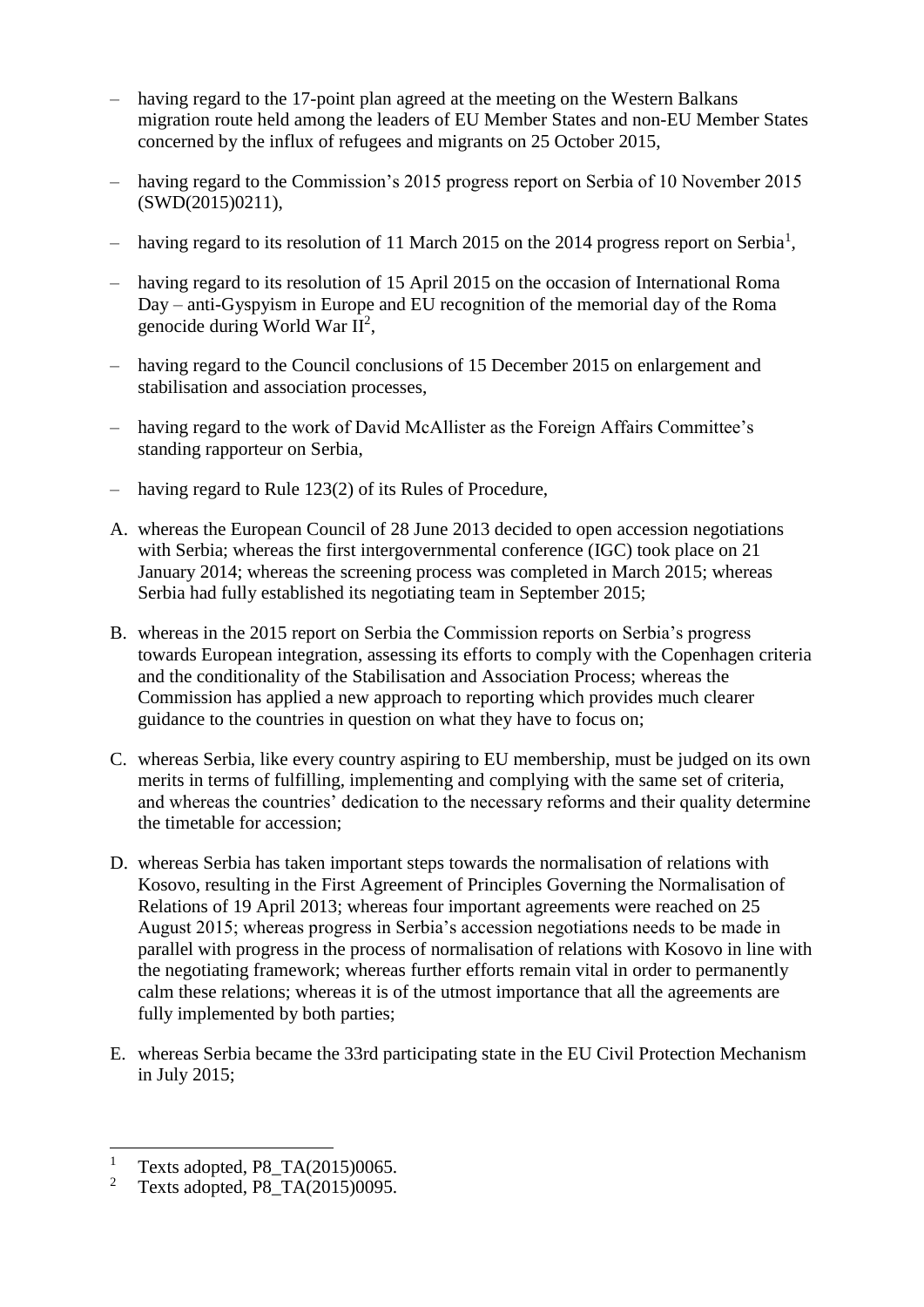– having regard to the 17-point plan agreed at the meeting on the Western Balkans migration route held among the leaders of EU Member States and non-EU Member States concerned by the influx of refugees and migrants on 25 October 2015,

– having regard to the Commission's 2015 progress report on Serbia of 10 November 2015 (SWD(2015)0211),

– having regard to its resolution of 11 March 2015 on the 2014 progress report on Serbia[1],

– having regard to its resolution of 15 April 2015 on the occasion of International Roma Day – anti-Gyspyism in Europe and EU recognition of the memorial day of the Roma genocide during World War II[2],

– having regard to the Council conclusions of 15 December 2015 on enlargement and stabilisation and association processes,

– having regard to the work of David McAllister as the Foreign Affairs Committee's standing rapporteur on Serbia,

– having regard to Rule 123(2) of its Rules of Procedure,

A. whereas the European Council of 28 June 2013 decided to open accession negotiations with Serbia; whereas the first intergovernmental conference (IGC) took place on 21 January 2014; whereas the screening process was completed in March 2015; whereas Serbia had fully established its negotiating team in September 2015;

B. whereas in the 2015 report on Serbia the Commission reports on Serbia's progress towards European integration, assessing its efforts to comply with the Copenhagen criteria and the conditionality of the Stabilisation and Association Process; whereas the Commission has applied a new approach to reporting which provides much clearer guidance to the countries in question on what they have to focus on;

C. whereas Serbia, like every country aspiring to EU membership, must be judged on its own merits in terms of fulfilling, implementing and complying with the same set of criteria, and whereas the countries' dedication to the necessary reforms and their quality determine the timetable for accession;

D. whereas Serbia has taken important steps towards the normalisation of relations with Kosovo, resulting in the First Agreement of Principles Governing the Normalisation of Relations of 19 April 2013; whereas four important agreements were reached on 25 August 2015; whereas progress in Serbia's accession negotiations needs to be made in parallel with progress in the process of normalisation of relations with Kosovo in line with the negotiating framework; whereas further efforts remain vital in order to permanently calm these relations; whereas it is of the utmost importance that all the agreements are fully implemented by both parties;

E. whereas Serbia became the 33rd participating state in the EU Civil Protection Mechanism in July 2015;

---

[1] Texts adopted, P8_TA(2015)0065.

[2] Texts adopted, P8_TA(2015)0095.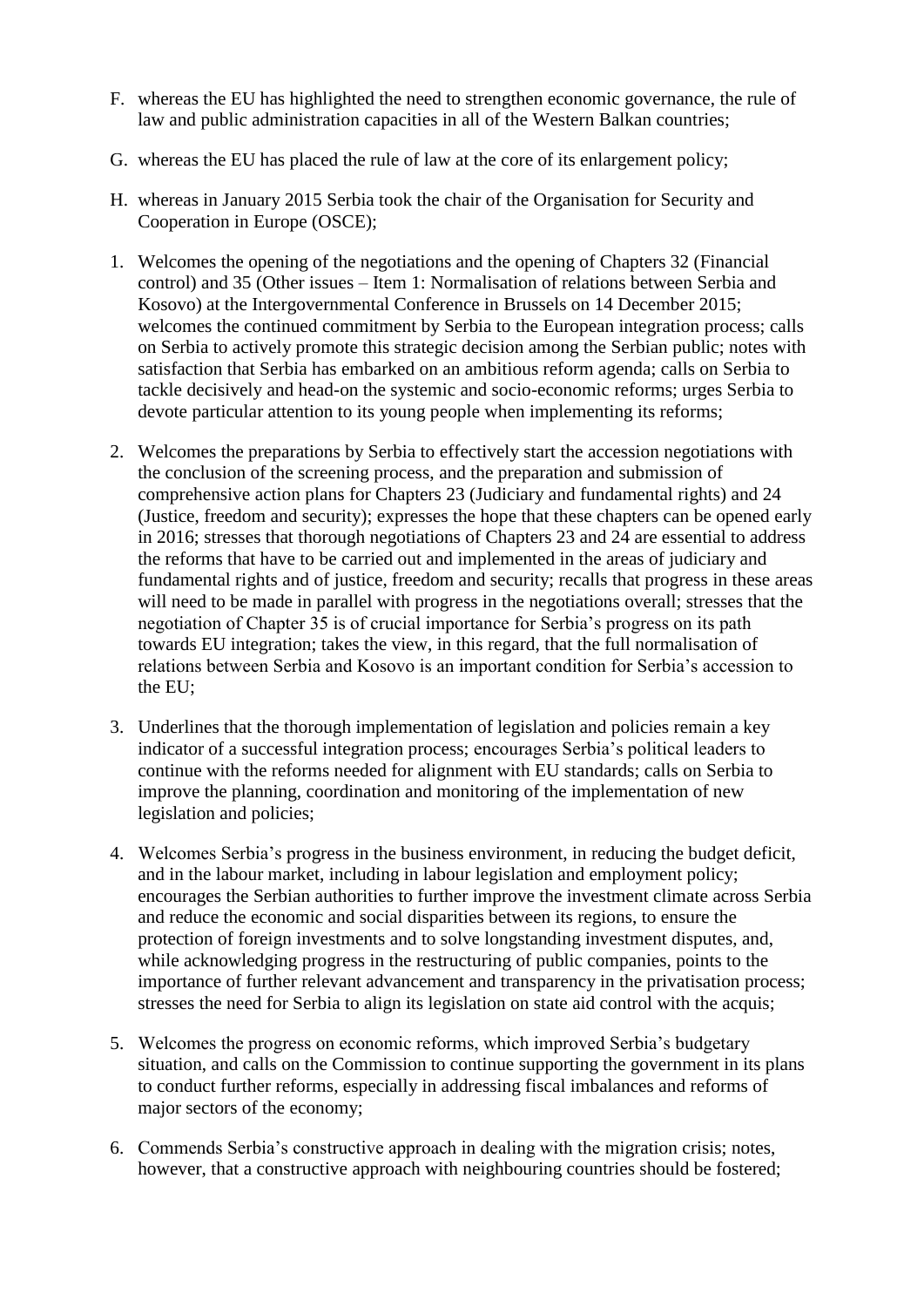F. whereas the EU has highlighted the need to strengthen economic governance, the rule of law and public administration capacities in all of the Western Balkan countries;

G. whereas the EU has placed the rule of law at the core of its enlargement policy;

H. whereas in January 2015 Serbia took the chair of the Organisation for Security and Cooperation in Europe (OSCE);

1. Welcomes the opening of the negotiations and the opening of Chapters 32 (Financial control) and 35 (Other issues – Item 1: Normalisation of relations between Serbia and Kosovo) at the Intergovernmental Conference in Brussels on 14 December 2015; welcomes the continued commitment by Serbia to the European integration process; calls on Serbia to actively promote this strategic decision among the Serbian public; notes with satisfaction that Serbia has embarked on an ambitious reform agenda; calls on Serbia to tackle decisively and head-on the systemic and socio-economic reforms; urges Serbia to devote particular attention to its young people when implementing its reforms;

2. Welcomes the preparations by Serbia to effectively start the accession negotiations with the conclusion of the screening process, and the preparation and submission of comprehensive action plans for Chapters 23 (Judiciary and fundamental rights) and 24 (Justice, freedom and security); expresses the hope that these chapters can be opened early in 2016; stresses that thorough negotiations of Chapters 23 and 24 are essential to address the reforms that have to be carried out and implemented in the areas of judiciary and fundamental rights and of justice, freedom and security; recalls that progress in these areas will need to be made in parallel with progress in the negotiations overall; stresses that the negotiation of Chapter 35 is of crucial importance for Serbia's progress on its path towards EU integration; takes the view, in this regard, that the full normalisation of relations between Serbia and Kosovo is an important condition for Serbia's accession to the EU;

3. Underlines that the thorough implementation of legislation and policies remain a key indicator of a successful integration process; encourages Serbia's political leaders to continue with the reforms needed for alignment with EU standards; calls on Serbia to improve the planning, coordination and monitoring of the implementation of new legislation and policies;

4. Welcomes Serbia's progress in the business environment, in reducing the budget deficit, and in the labour market, including in labour legislation and employment policy; encourages the Serbian authorities to further improve the investment climate across Serbia and reduce the economic and social disparities between its regions, to ensure the protection of foreign investments and to solve longstanding investment disputes, and, while acknowledging progress in the restructuring of public companies, points to the importance of further relevant advancement and transparency in the privatisation process; stresses the need for Serbia to align its legislation on state aid control with the acquis;

5. Welcomes the progress on economic reforms, which improved Serbia's budgetary situation, and calls on the Commission to continue supporting the government in its plans to conduct further reforms, especially in addressing fiscal imbalances and reforms of major sectors of the economy;

6. Commends Serbia's constructive approach in dealing with the migration crisis; notes, however, that a constructive approach with neighbouring countries should be fostered;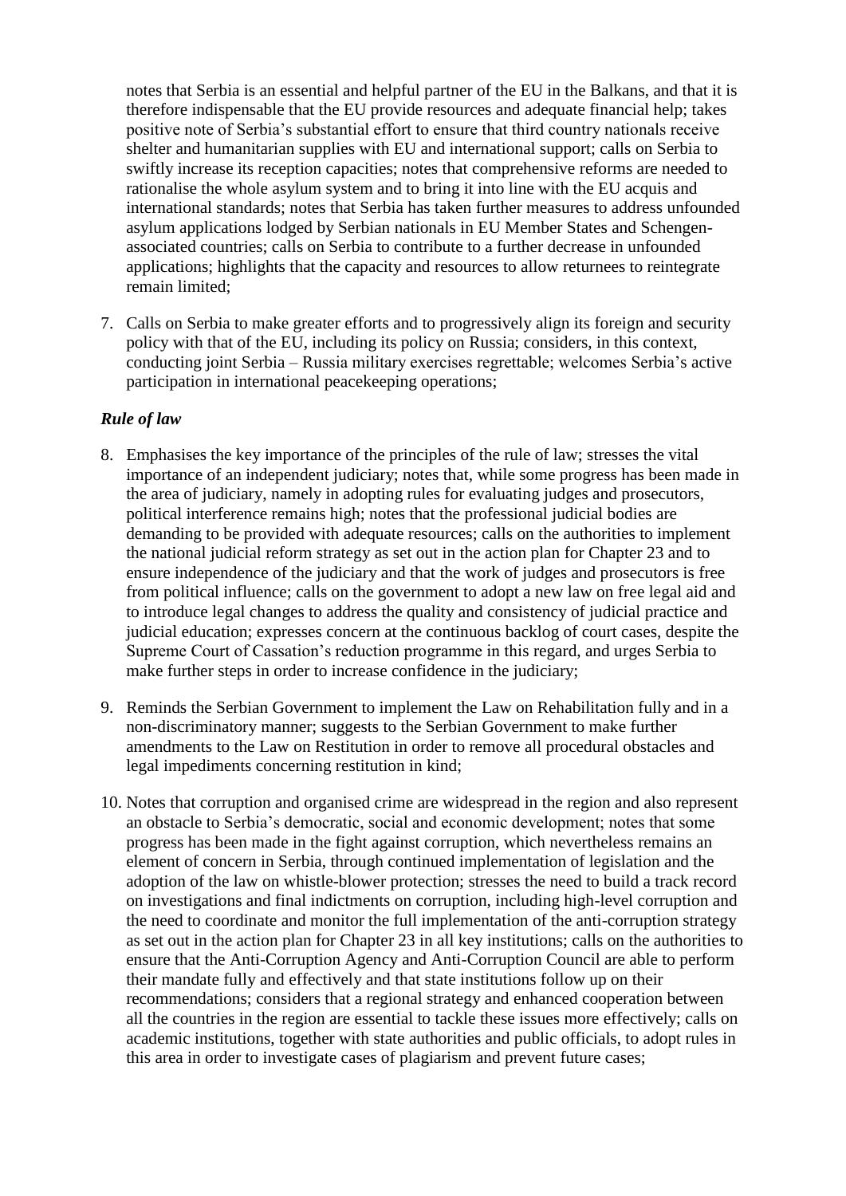notes that Serbia is an essential and helpful partner of the EU in the Balkans, and that it is therefore indispensable that the EU provide resources and adequate financial help; takes positive note of Serbia's substantial effort to ensure that third country nationals receive shelter and humanitarian supplies with EU and international support; calls on Serbia to swiftly increase its reception capacities; notes that comprehensive reforms are needed to rationalise the whole asylum system and to bring it into line with the EU acquis and international standards; notes that Serbia has taken further measures to address unfounded asylum applications lodged by Serbian nationals in EU Member States and Schengen-associated countries; calls on Serbia to contribute to a further decrease in unfounded applications; highlights that the capacity and resources to allow returnees to reintegrate remain limited;

7. Calls on Serbia to make greater efforts and to progressively align its foreign and security policy with that of the EU, including its policy on Russia; considers, in this context, conducting joint Serbia – Russia military exercises regrettable; welcomes Serbia's active participation in international peacekeeping operations;

### *Rule of law*

8. Emphasises the key importance of the principles of the rule of law; stresses the vital importance of an independent judiciary; notes that, while some progress has been made in the area of judiciary, namely in adopting rules for evaluating judges and prosecutors, political interference remains high; notes that the professional judicial bodies are demanding to be provided with adequate resources; calls on the authorities to implement the national judicial reform strategy as set out in the action plan for Chapter 23 and to ensure independence of the judiciary and that the work of judges and prosecutors is free from political influence; calls on the government to adopt a new law on free legal aid and to introduce legal changes to address the quality and consistency of judicial practice and judicial education; expresses concern at the continuous backlog of court cases, despite the Supreme Court of Cassation's reduction programme in this regard, and urges Serbia to make further steps in order to increase confidence in the judiciary;

9. Reminds the Serbian Government to implement the Law on Rehabilitation fully and in a non-discriminatory manner; suggests to the Serbian Government to make further amendments to the Law on Restitution in order to remove all procedural obstacles and legal impediments concerning restitution in kind;

10. Notes that corruption and organised crime are widespread in the region and also represent an obstacle to Serbia's democratic, social and economic development; notes that some progress has been made in the fight against corruption, which nevertheless remains an element of concern in Serbia, through continued implementation of legislation and the adoption of the law on whistle-blower protection; stresses the need to build a track record on investigations and final indictments on corruption, including high-level corruption and the need to coordinate and monitor the full implementation of the anti-corruption strategy as set out in the action plan for Chapter 23 in all key institutions; calls on the authorities to ensure that the Anti-Corruption Agency and Anti-Corruption Council are able to perform their mandate fully and effectively and that state institutions follow up on their recommendations; considers that a regional strategy and enhanced cooperation between all the countries in the region are essential to tackle these issues more effectively; calls on academic institutions, together with state authorities and public officials, to adopt rules in this area in order to investigate cases of plagiarism and prevent future cases;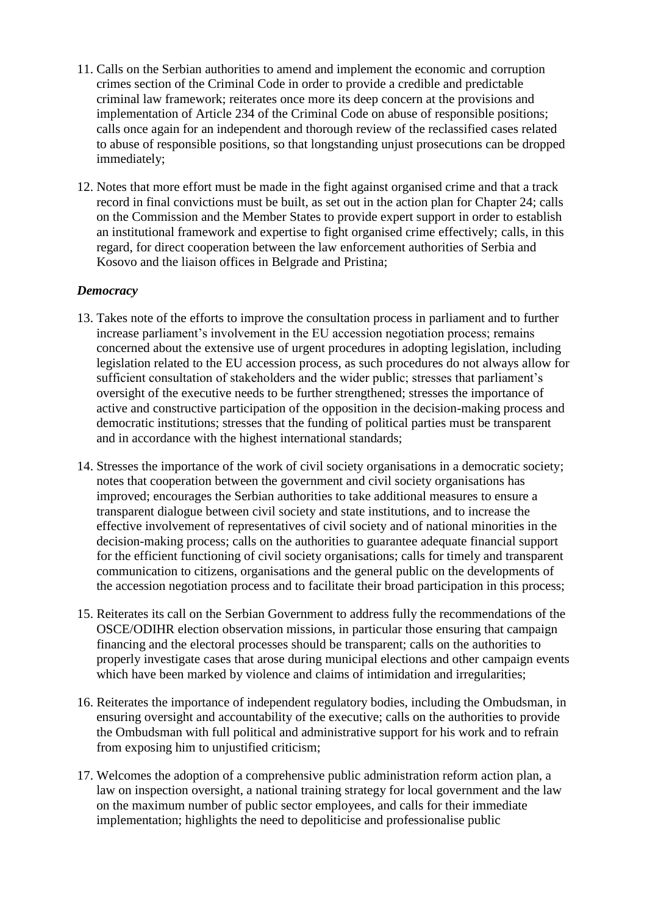11. Calls on the Serbian authorities to amend and implement the economic and corruption crimes section of the Criminal Code in order to provide a credible and predictable criminal law framework; reiterates once more its deep concern at the provisions and implementation of Article 234 of the Criminal Code on abuse of responsible positions; calls once again for an independent and thorough review of the reclassified cases related to abuse of responsible positions, so that longstanding unjust prosecutions can be dropped immediately;

12. Notes that more effort must be made in the fight against organised crime and that a track record in final convictions must be built, as set out in the action plan for Chapter 24; calls on the Commission and the Member States to provide expert support in order to establish an institutional framework and expertise to fight organised crime effectively; calls, in this regard, for direct cooperation between the law enforcement authorities of Serbia and Kosovo and the liaison offices in Belgrade and Pristina;

***Democracy***

13. Takes note of the efforts to improve the consultation process in parliament and to further increase parliament's involvement in the EU accession negotiation process; remains concerned about the extensive use of urgent procedures in adopting legislation, including legislation related to the EU accession process, as such procedures do not always allow for sufficient consultation of stakeholders and the wider public; stresses that parliament's oversight of the executive needs to be further strengthened; stresses the importance of active and constructive participation of the opposition in the decision-making process and democratic institutions; stresses that the funding of political parties must be transparent and in accordance with the highest international standards;

14. Stresses the importance of the work of civil society organisations in a democratic society; notes that cooperation between the government and civil society organisations has improved; encourages the Serbian authorities to take additional measures to ensure a transparent dialogue between civil society and state institutions, and to increase the effective involvement of representatives of civil society and of national minorities in the decision-making process; calls on the authorities to guarantee adequate financial support for the efficient functioning of civil society organisations; calls for timely and transparent communication to citizens, organisations and the general public on the developments of the accession negotiation process and to facilitate their broad participation in this process;

15. Reiterates its call on the Serbian Government to address fully the recommendations of the OSCE/ODIHR election observation missions, in particular those ensuring that campaign financing and the electoral processes should be transparent; calls on the authorities to properly investigate cases that arose during municipal elections and other campaign events which have been marked by violence and claims of intimidation and irregularities;

16. Reiterates the importance of independent regulatory bodies, including the Ombudsman, in ensuring oversight and accountability of the executive; calls on the authorities to provide the Ombudsman with full political and administrative support for his work and to refrain from exposing him to unjustified criticism;

17. Welcomes the adoption of a comprehensive public administration reform action plan, a law on inspection oversight, a national training strategy for local government and the law on the maximum number of public sector employees, and calls for their immediate implementation; highlights the need to depoliticise and professionalise public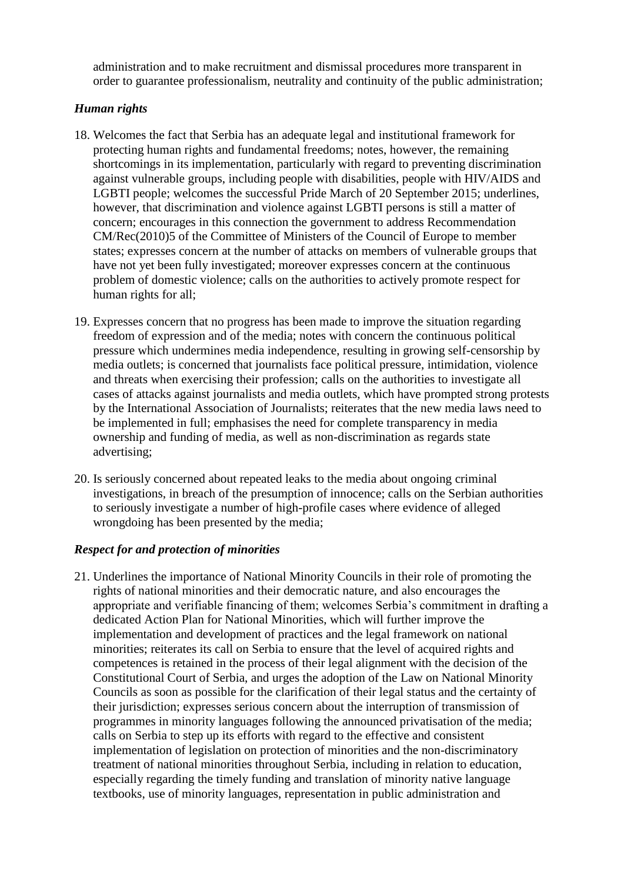administration and to make recruitment and dismissal procedures more transparent in order to guarantee professionalism, neutrality and continuity of the public administration;

### *Human rights*

18. Welcomes the fact that Serbia has an adequate legal and institutional framework for protecting human rights and fundamental freedoms; notes, however, the remaining shortcomings in its implementation, particularly with regard to preventing discrimination against vulnerable groups, including people with disabilities, people with HIV/AIDS and LGBTI people; welcomes the successful Pride March of 20 September 2015; underlines, however, that discrimination and violence against LGBTI persons is still a matter of concern; encourages in this connection the government to address Recommendation CM/Rec(2010)5 of the Committee of Ministers of the Council of Europe to member states; expresses concern at the number of attacks on members of vulnerable groups that have not yet been fully investigated; moreover expresses concern at the continuous problem of domestic violence; calls on the authorities to actively promote respect for human rights for all;

19. Expresses concern that no progress has been made to improve the situation regarding freedom of expression and of the media; notes with concern the continuous political pressure which undermines media independence, resulting in growing self-censorship by media outlets; is concerned that journalists face political pressure, intimidation, violence and threats when exercising their profession; calls on the authorities to investigate all cases of attacks against journalists and media outlets, which have prompted strong protests by the International Association of Journalists; reiterates that the new media laws need to be implemented in full; emphasises the need for complete transparency in media ownership and funding of media, as well as non-discrimination as regards state advertising;

20. Is seriously concerned about repeated leaks to the media about ongoing criminal investigations, in breach of the presumption of innocence; calls on the Serbian authorities to seriously investigate a number of high-profile cases where evidence of alleged wrongdoing has been presented by the media;

### *Respect for and protection of minorities*

21. Underlines the importance of National Minority Councils in their role of promoting the rights of national minorities and their democratic nature, and also encourages the appropriate and verifiable financing of them; welcomes Serbia's commitment in drafting a dedicated Action Plan for National Minorities, which will further improve the implementation and development of practices and the legal framework on national minorities; reiterates its call on Serbia to ensure that the level of acquired rights and competences is retained in the process of their legal alignment with the decision of the Constitutional Court of Serbia, and urges the adoption of the Law on National Minority Councils as soon as possible for the clarification of their legal status and the certainty of their jurisdiction; expresses serious concern about the interruption of transmission of programmes in minority languages following the announced privatisation of the media; calls on Serbia to step up its efforts with regard to the effective and consistent implementation of legislation on protection of minorities and the non-discriminatory treatment of national minorities throughout Serbia, including in relation to education, especially regarding the timely funding and translation of minority native language textbooks, use of minority languages, representation in public administration and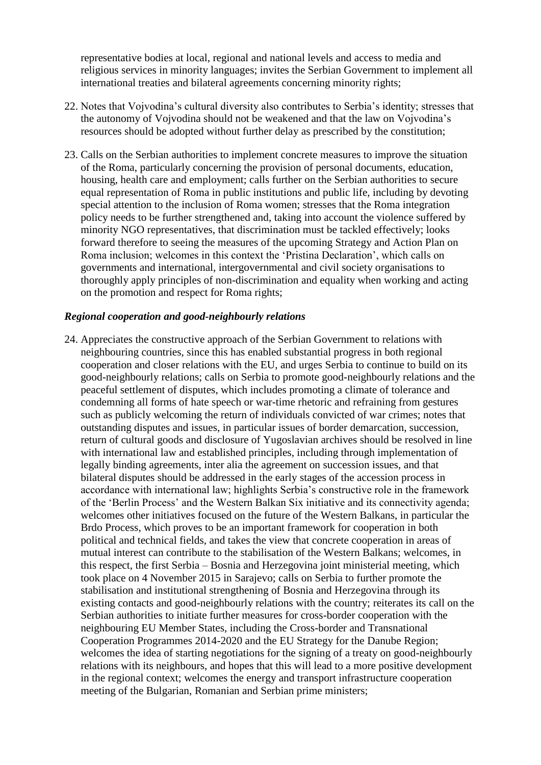representative bodies at local, regional and national levels and access to media and religious services in minority languages; invites the Serbian Government to implement all international treaties and bilateral agreements concerning minority rights;

22. Notes that Vojvodina's cultural diversity also contributes to Serbia's identity; stresses that the autonomy of Vojvodina should not be weakened and that the law on Vojvodina's resources should be adopted without further delay as prescribed by the constitution;

23. Calls on the Serbian authorities to implement concrete measures to improve the situation of the Roma, particularly concerning the provision of personal documents, education, housing, health care and employment; calls further on the Serbian authorities to secure equal representation of Roma in public institutions and public life, including by devoting special attention to the inclusion of Roma women; stresses that the Roma integration policy needs to be further strengthened and, taking into account the violence suffered by minority NGO representatives, that discrimination must be tackled effectively; looks forward therefore to seeing the measures of the upcoming Strategy and Action Plan on Roma inclusion; welcomes in this context the 'Pristina Declaration', which calls on governments and international, intergovernmental and civil society organisations to thoroughly apply principles of non-discrimination and equality when working and acting on the promotion and respect for Roma rights;

### *Regional cooperation and good-neighbourly relations*

24. Appreciates the constructive approach of the Serbian Government to relations with neighbouring countries, since this has enabled substantial progress in both regional cooperation and closer relations with the EU, and urges Serbia to continue to build on its good-neighbourly relations; calls on Serbia to promote good-neighbourly relations and the peaceful settlement of disputes, which includes promoting a climate of tolerance and condemning all forms of hate speech or war-time rhetoric and refraining from gestures such as publicly welcoming the return of individuals convicted of war crimes; notes that outstanding disputes and issues, in particular issues of border demarcation, succession, return of cultural goods and disclosure of Yugoslavian archives should be resolved in line with international law and established principles, including through implementation of legally binding agreements, inter alia the agreement on succession issues, and that bilateral disputes should be addressed in the early stages of the accession process in accordance with international law; highlights Serbia's constructive role in the framework of the 'Berlin Process' and the Western Balkan Six initiative and its connectivity agenda; welcomes other initiatives focused on the future of the Western Balkans, in particular the Brdo Process, which proves to be an important framework for cooperation in both political and technical fields, and takes the view that concrete cooperation in areas of mutual interest can contribute to the stabilisation of the Western Balkans; welcomes, in this respect, the first Serbia – Bosnia and Herzegovina joint ministerial meeting, which took place on 4 November 2015 in Sarajevo; calls on Serbia to further promote the stabilisation and institutional strengthening of Bosnia and Herzegovina through its existing contacts and good-neighbourly relations with the country; reiterates its call on the Serbian authorities to initiate further measures for cross-border cooperation with the neighbouring EU Member States, including the Cross-border and Transnational Cooperation Programmes 2014-2020 and the EU Strategy for the Danube Region; welcomes the idea of starting negotiations for the signing of a treaty on good-neighbourly relations with its neighbours, and hopes that this will lead to a more positive development in the regional context; welcomes the energy and transport infrastructure cooperation meeting of the Bulgarian, Romanian and Serbian prime ministers;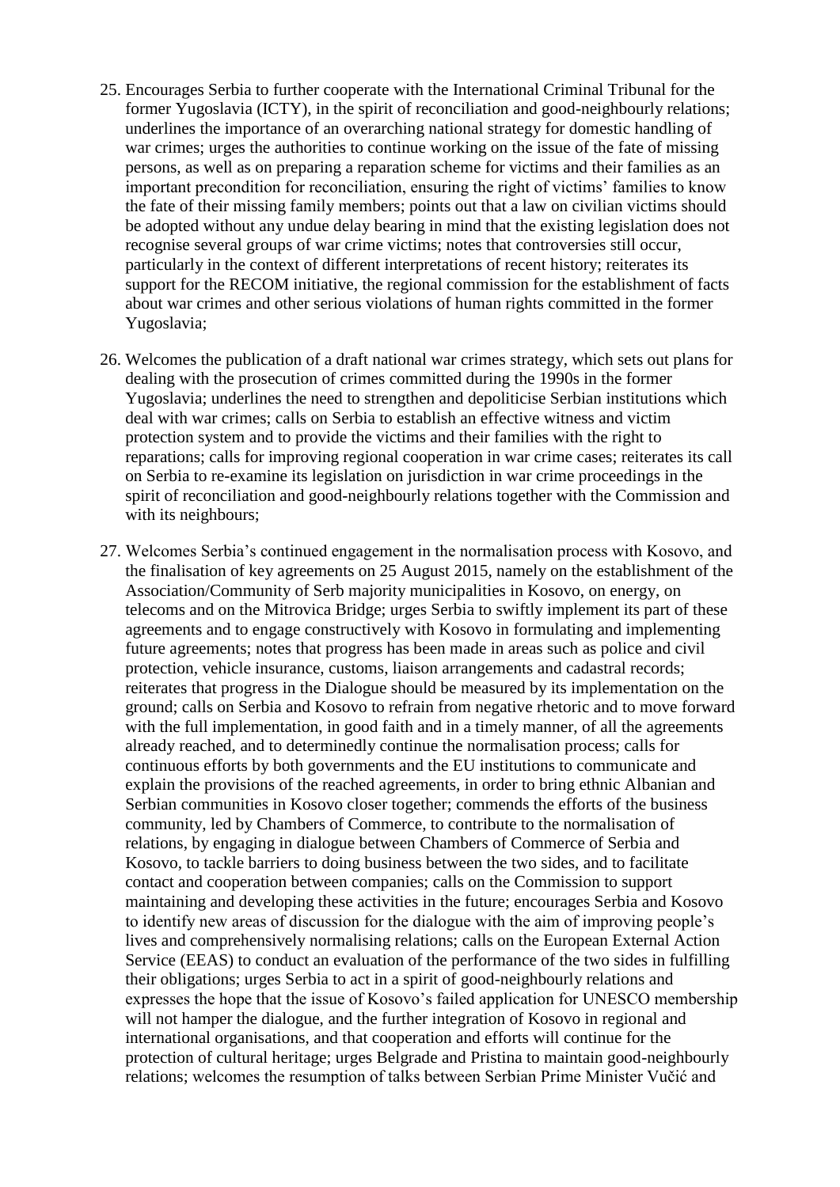25. Encourages Serbia to further cooperate with the International Criminal Tribunal for the former Yugoslavia (ICTY), in the spirit of reconciliation and good-neighbourly relations; underlines the importance of an overarching national strategy for domestic handling of war crimes; urges the authorities to continue working on the issue of the fate of missing persons, as well as on preparing a reparation scheme for victims and their families as an important precondition for reconciliation, ensuring the right of victims' families to know the fate of their missing family members; points out that a law on civilian victims should be adopted without any undue delay bearing in mind that the existing legislation does not recognise several groups of war crime victims; notes that controversies still occur, particularly in the context of different interpretations of recent history; reiterates its support for the RECOM initiative, the regional commission for the establishment of facts about war crimes and other serious violations of human rights committed in the former Yugoslavia;

26. Welcomes the publication of a draft national war crimes strategy, which sets out plans for dealing with the prosecution of crimes committed during the 1990s in the former Yugoslavia; underlines the need to strengthen and depoliticise Serbian institutions which deal with war crimes; calls on Serbia to establish an effective witness and victim protection system and to provide the victims and their families with the right to reparations; calls for improving regional cooperation in war crime cases; reiterates its call on Serbia to re-examine its legislation on jurisdiction in war crime proceedings in the spirit of reconciliation and good-neighbourly relations together with the Commission and with its neighbours;

27. Welcomes Serbia's continued engagement in the normalisation process with Kosovo, and the finalisation of key agreements on 25 August 2015, namely on the establishment of the Association/Community of Serb majority municipalities in Kosovo, on energy, on telecoms and on the Mitrovica Bridge; urges Serbia to swiftly implement its part of these agreements and to engage constructively with Kosovo in formulating and implementing future agreements; notes that progress has been made in areas such as police and civil protection, vehicle insurance, customs, liaison arrangements and cadastral records; reiterates that progress in the Dialogue should be measured by its implementation on the ground; calls on Serbia and Kosovo to refrain from negative rhetoric and to move forward with the full implementation, in good faith and in a timely manner, of all the agreements already reached, and to determinedly continue the normalisation process; calls for continuous efforts by both governments and the EU institutions to communicate and explain the provisions of the reached agreements, in order to bring ethnic Albanian and Serbian communities in Kosovo closer together; commends the efforts of the business community, led by Chambers of Commerce, to contribute to the normalisation of relations, by engaging in dialogue between Chambers of Commerce of Serbia and Kosovo, to tackle barriers to doing business between the two sides, and to facilitate contact and cooperation between companies; calls on the Commission to support maintaining and developing these activities in the future; encourages Serbia and Kosovo to identify new areas of discussion for the dialogue with the aim of improving people's lives and comprehensively normalising relations; calls on the European External Action Service (EEAS) to conduct an evaluation of the performance of the two sides in fulfilling their obligations; urges Serbia to act in a spirit of good-neighbourly relations and expresses the hope that the issue of Kosovo's failed application for UNESCO membership will not hamper the dialogue, and the further integration of Kosovo in regional and international organisations, and that cooperation and efforts will continue for the protection of cultural heritage; urges Belgrade and Pristina to maintain good-neighbourly relations; welcomes the resumption of talks between Serbian Prime Minister Vučić and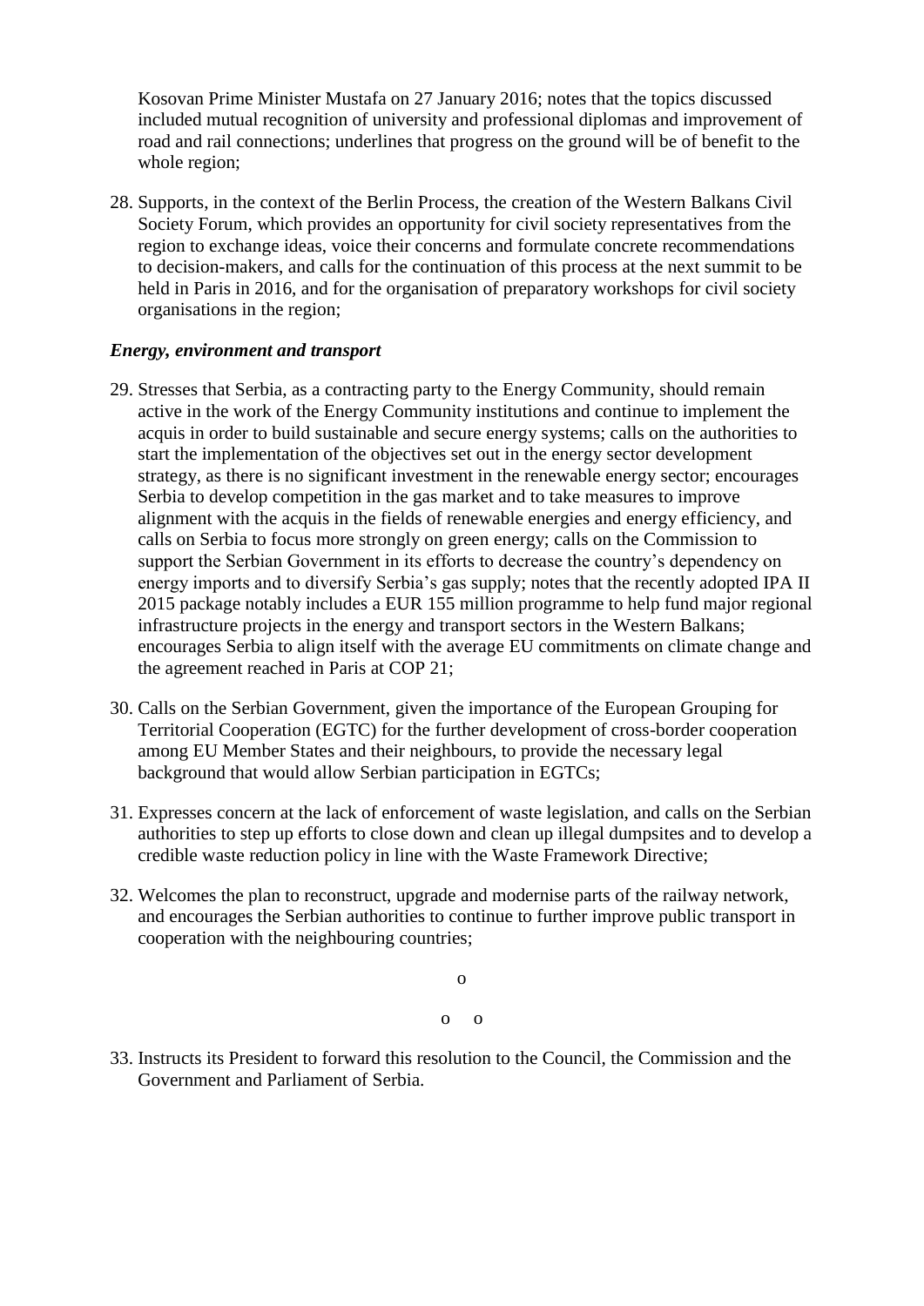Kosovan Prime Minister Mustafa on 27 January 2016; notes that the topics discussed included mutual recognition of university and professional diplomas and improvement of road and rail connections; underlines that progress on the ground will be of benefit to the whole region;

28. Supports, in the context of the Berlin Process, the creation of the Western Balkans Civil Society Forum, which provides an opportunity for civil society representatives from the region to exchange ideas, voice their concerns and formulate concrete recommendations to decision-makers, and calls for the continuation of this process at the next summit to be held in Paris in 2016, and for the organisation of preparatory workshops for civil society organisations in the region;

***Energy, environment and transport***

29. Stresses that Serbia, as a contracting party to the Energy Community, should remain active in the work of the Energy Community institutions and continue to implement the acquis in order to build sustainable and secure energy systems; calls on the authorities to start the implementation of the objectives set out in the energy sector development strategy, as there is no significant investment in the renewable energy sector; encourages Serbia to develop competition in the gas market and to take measures to improve alignment with the acquis in the fields of renewable energies and energy efficiency, and calls on Serbia to focus more strongly on green energy; calls on the Commission to support the Serbian Government in its efforts to decrease the country's dependency on energy imports and to diversify Serbia's gas supply; notes that the recently adopted IPA II 2015 package notably includes a EUR 155 million programme to help fund major regional infrastructure projects in the energy and transport sectors in the Western Balkans; encourages Serbia to align itself with the average EU commitments on climate change and the agreement reached in Paris at COP 21;

30. Calls on the Serbian Government, given the importance of the European Grouping for Territorial Cooperation (EGTC) for the further development of cross-border cooperation among EU Member States and their neighbours, to provide the necessary legal background that would allow Serbian participation in EGTCs;

31. Expresses concern at the lack of enforcement of waste legislation, and calls on the Serbian authorities to step up efforts to close down and clean up illegal dumpsites and to develop a credible waste reduction policy in line with the Waste Framework Directive;

32. Welcomes the plan to reconstruct, upgrade and modernise parts of the railway network, and encourages the Serbian authorities to continue to further improve public transport in cooperation with the neighbouring countries;

o

o o

33. Instructs its President to forward this resolution to the Council, the Commission and the Government and Parliament of Serbia.